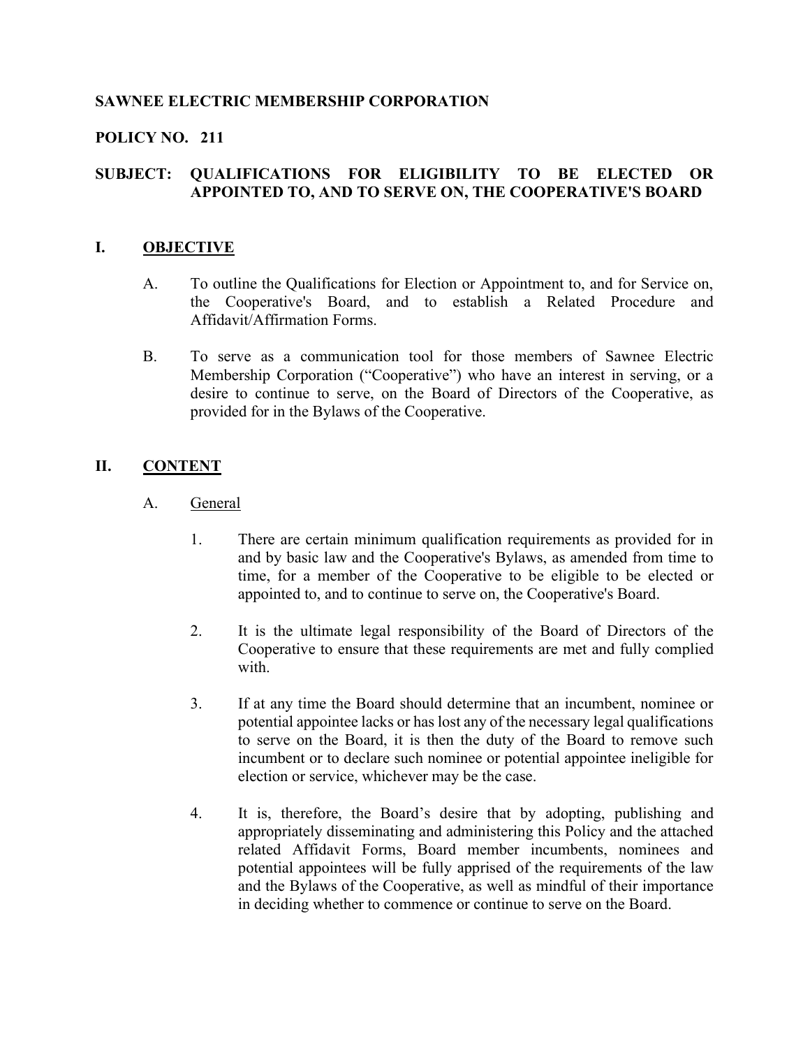**SAWNEE ELECTRIC MEMBERSHIP CORPORATION**

**POLICY NO. 211**

**SUBJECT: QUALIFICATIONS FOR ELIGIBILITY TO BE ELECTED OR APPOINTED TO, AND TO SERVE ON, THE COOPERATIVE'S BOARD**

## I. <u>OBJECTIVE</u>

A. To outline the Qualifications for Election or Appointment to, and for Service on, the Cooperative's Board, and to establish a Related Procedure and Affidavit/Affirmation Forms.

B. To serve as a communication tool for those members of Sawnee Electric Membership Corporation ("Cooperative") who have an interest in serving, or a desire to continue to serve, on the Board of Directors of the Cooperative, as provided for in the Bylaws of the Cooperative.

## II. <u>CONTENT</u>

A. <u>General</u>

1. There are certain minimum qualification requirements as provided for in and by basic law and the Cooperative's Bylaws, as amended from time to time, for a member of the Cooperative to be eligible to be elected or appointed to, and to continue to serve on, the Cooperative's Board.

2. It is the ultimate legal responsibility of the Board of Directors of the Cooperative to ensure that these requirements are met and fully complied with.

3. If at any time the Board should determine that an incumbent, nominee or potential appointee lacks or has lost any of the necessary legal qualifications to serve on the Board, it is then the duty of the Board to remove such incumbent or to declare such nominee or potential appointee ineligible for election or service, whichever may be the case.

4. It is, therefore, the Board's desire that by adopting, publishing and appropriately disseminating and administering this Policy and the attached related Affidavit Forms, Board member incumbents, nominees and potential appointees will be fully apprised of the requirements of the law and the Bylaws of the Cooperative, as well as mindful of their importance in deciding whether to commence or continue to serve on the Board.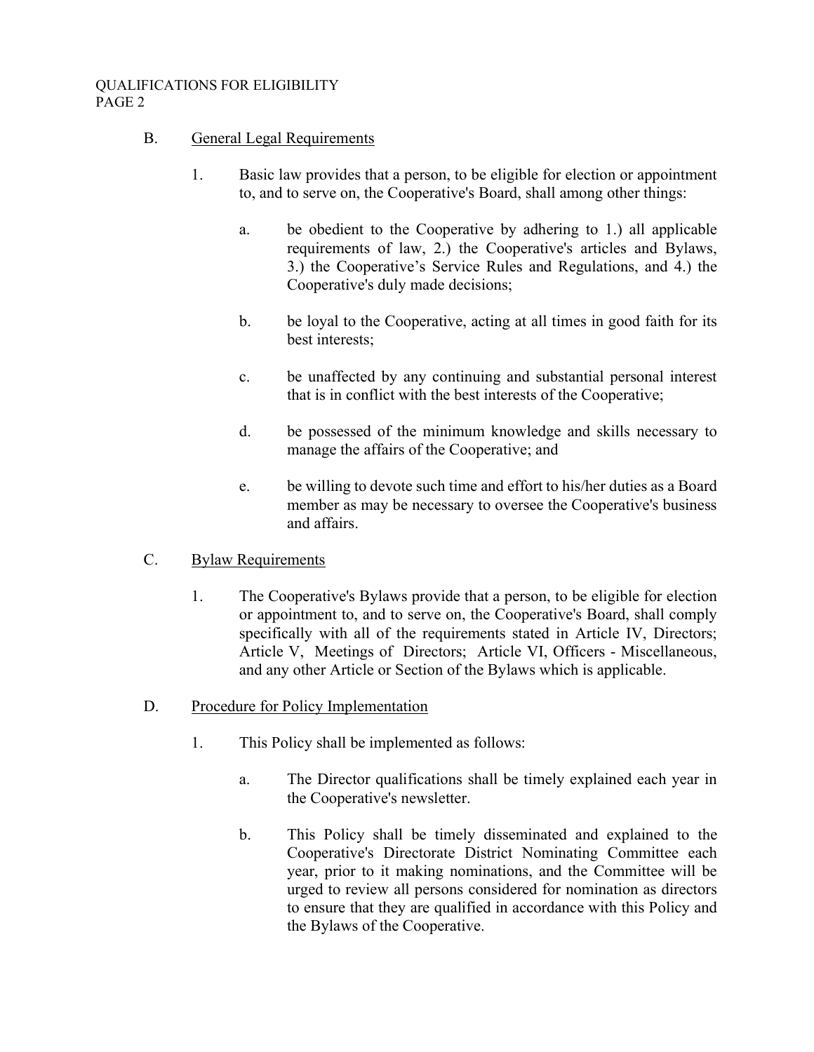B. <u>General Legal Requirements</u>

1. Basic law provides that a person, to be eligible for election or appointment to, and to serve on, the Cooperative's Board, shall among other things:

   a. be obedient to the Cooperative by adhering to 1.) all applicable requirements of law, 2.) the Cooperative's articles and Bylaws, 3.) the Cooperative's Service Rules and Regulations, and 4.) the Cooperative's duly made decisions;

   b. be loyal to the Cooperative, acting at all times in good faith for its best interests;

   c. be unaffected by any continuing and substantial personal interest that is in conflict with the best interests of the Cooperative;

   d. be possessed of the minimum knowledge and skills necessary to manage the affairs of the Cooperative; and

   e. be willing to devote such time and effort to his/her duties as a Board member as may be necessary to oversee the Cooperative's business and affairs.

C. <u>Bylaw Requirements</u>

1. The Cooperative's Bylaws provide that a person, to be eligible for election or appointment to, and to serve on, the Cooperative's Board, shall comply specifically with all of the requirements stated in Article IV, Directors; Article V, Meetings of Directors; Article VI, Officers - Miscellaneous, and any other Article or Section of the Bylaws which is applicable.

D. <u>Procedure for Policy Implementation</u>

1. This Policy shall be implemented as follows:

   a. The Director qualifications shall be timely explained each year in the Cooperative's newsletter.

   b. This Policy shall be timely disseminated and explained to the Cooperative's Directorate District Nominating Committee each year, prior to it making nominations, and the Committee will be urged to review all persons considered for nomination as directors to ensure that they are qualified in accordance with this Policy and the Bylaws of the Cooperative.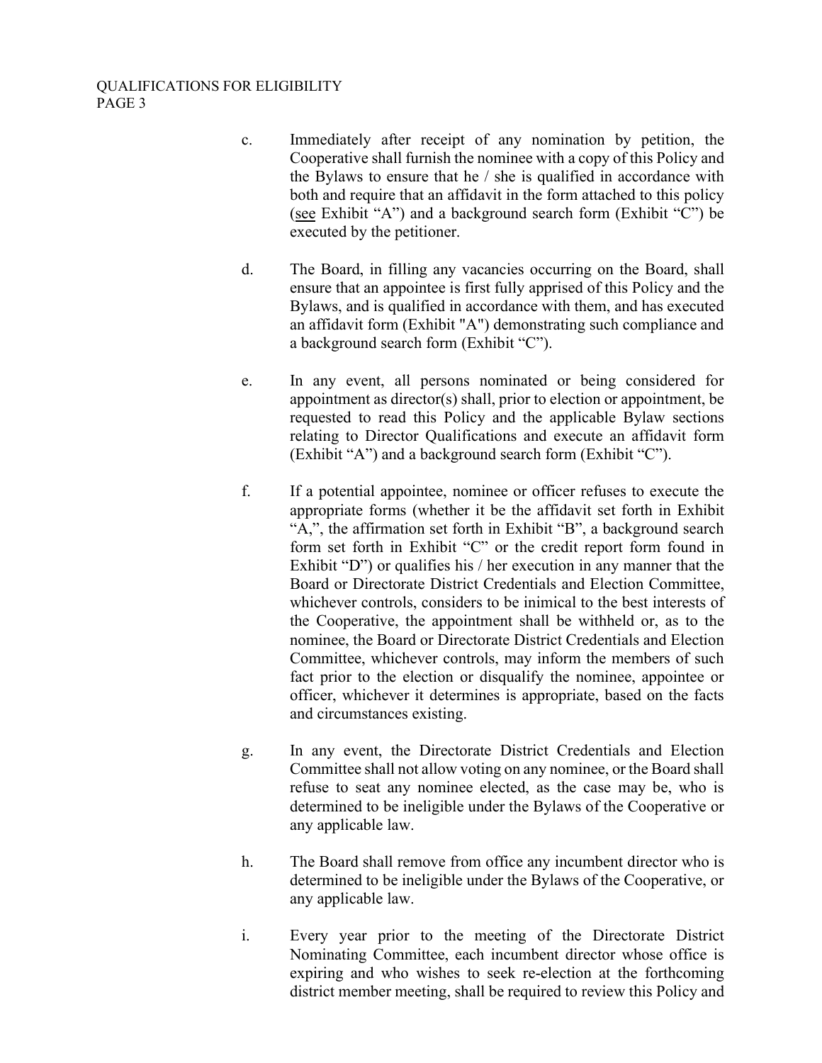c. Immediately after receipt of any nomination by petition, the Cooperative shall furnish the nominee with a copy of this Policy and the Bylaws to ensure that he / she is qualified in accordance with both and require that an affidavit in the form attached to this policy (see Exhibit "A") and a background search form (Exhibit "C") be executed by the petitioner.

d. The Board, in filling any vacancies occurring on the Board, shall ensure that an appointee is first fully apprised of this Policy and the Bylaws, and is qualified in accordance with them, and has executed an affidavit form (Exhibit "A") demonstrating such compliance and a background search form (Exhibit "C").

e. In any event, all persons nominated or being considered for appointment as director(s) shall, prior to election or appointment, be requested to read this Policy and the applicable Bylaw sections relating to Director Qualifications and execute an affidavit form (Exhibit "A") and a background search form (Exhibit "C").

f. If a potential appointee, nominee or officer refuses to execute the appropriate forms (whether it be the affidavit set forth in Exhibit "A,", the affirmation set forth in Exhibit "B", a background search form set forth in Exhibit "C" or the credit report form found in Exhibit "D") or qualifies his / her execution in any manner that the Board or Directorate District Credentials and Election Committee, whichever controls, considers to be inimical to the best interests of the Cooperative, the appointment shall be withheld or, as to the nominee, the Board or Directorate District Credentials and Election Committee, whichever controls, may inform the members of such fact prior to the election or disqualify the nominee, appointee or officer, whichever it determines is appropriate, based on the facts and circumstances existing.

g. In any event, the Directorate District Credentials and Election Committee shall not allow voting on any nominee, or the Board shall refuse to seat any nominee elected, as the case may be, who is determined to be ineligible under the Bylaws of the Cooperative or any applicable law.

h. The Board shall remove from office any incumbent director who is determined to be ineligible under the Bylaws of the Cooperative, or any applicable law.

i. Every year prior to the meeting of the Directorate District Nominating Committee, each incumbent director whose office is expiring and who wishes to seek re-election at the forthcoming district member meeting, shall be required to review this Policy and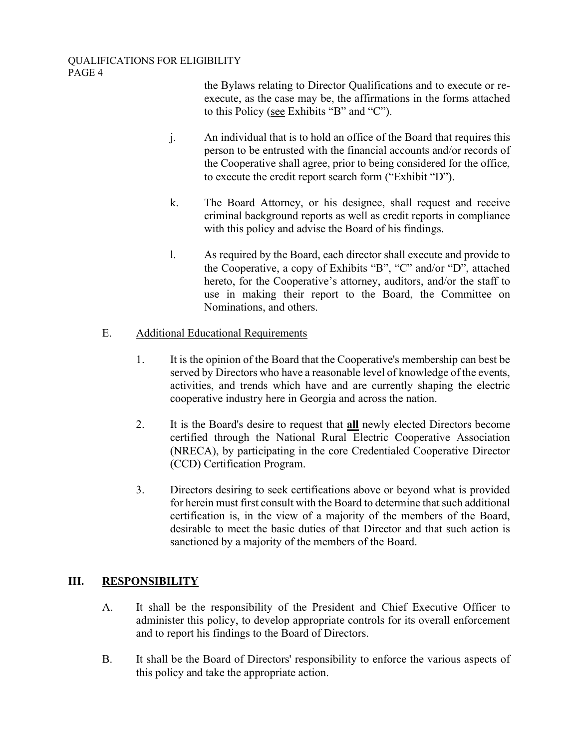the Bylaws relating to Director Qualifications and to execute or re-execute, as the case may be, the affirmations in the forms attached to this Policy (see Exhibits "B" and "C").

j. An individual that is to hold an office of the Board that requires this person to be entrusted with the financial accounts and/or records of the Cooperative shall agree, prior to being considered for the office, to execute the credit report search form ("Exhibit "D").

k. The Board Attorney, or his designee, shall request and receive criminal background reports as well as credit reports in compliance with this policy and advise the Board of his findings.

l. As required by the Board, each director shall execute and provide to the Cooperative, a copy of Exhibits "B", "C" and/or "D", attached hereto, for the Cooperative's attorney, auditors, and/or the staff to use in making their report to the Board, the Committee on Nominations, and others.

E. Additional Educational Requirements

1. It is the opinion of the Board that the Cooperative's membership can best be served by Directors who have a reasonable level of knowledge of the events, activities, and trends which have and are currently shaping the electric cooperative industry here in Georgia and across the nation.

2. It is the Board's desire to request that **all** newly elected Directors become certified through the National Rural Electric Cooperative Association (NRECA), by participating in the core Credentialed Cooperative Director (CCD) Certification Program.

3. Directors desiring to seek certifications above or beyond what is provided for herein must first consult with the Board to determine that such additional certification is, in the view of a majority of the members of the Board, desirable to meet the basic duties of that Director and that such action is sanctioned by a majority of the members of the Board.

## III. RESPONSIBILITY

A. It shall be the responsibility of the President and Chief Executive Officer to administer this policy, to develop appropriate controls for its overall enforcement and to report his findings to the Board of Directors.

B. It shall be the Board of Directors' responsibility to enforce the various aspects of this policy and take the appropriate action.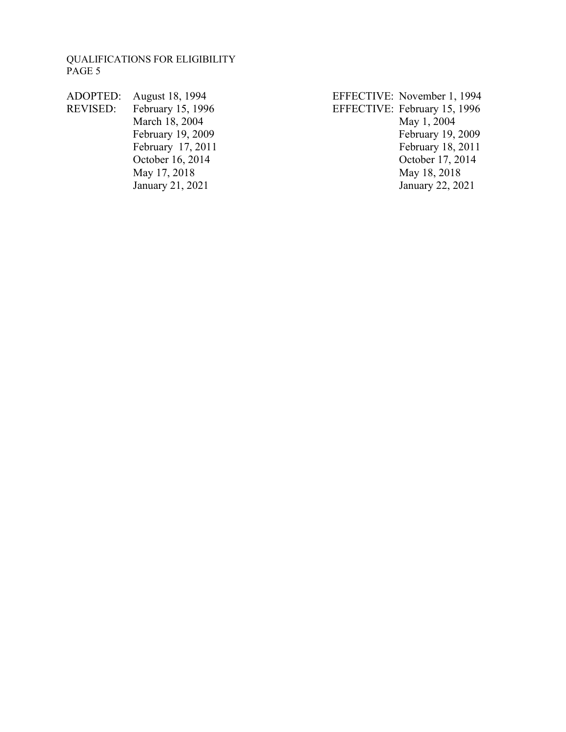| | | | |
|---|---|---|---|
| ADOPTED: | August 18, 1994 | EFFECTIVE: | November 1, 1994 |
| REVISED: | February 15, 1996 | EFFECTIVE: | February 15, 1996 |
| | March 18, 2004 | | May 1, 2004 |
| | February 19, 2009 | | February 19, 2009 |
| | February 17, 2011 | | February 18, 2011 |
| | October 16, 2014 | | October 17, 2014 |
| | May 17, 2018 | | May 18, 2018 |
| | January 21, 2021 | | January 22, 2021 |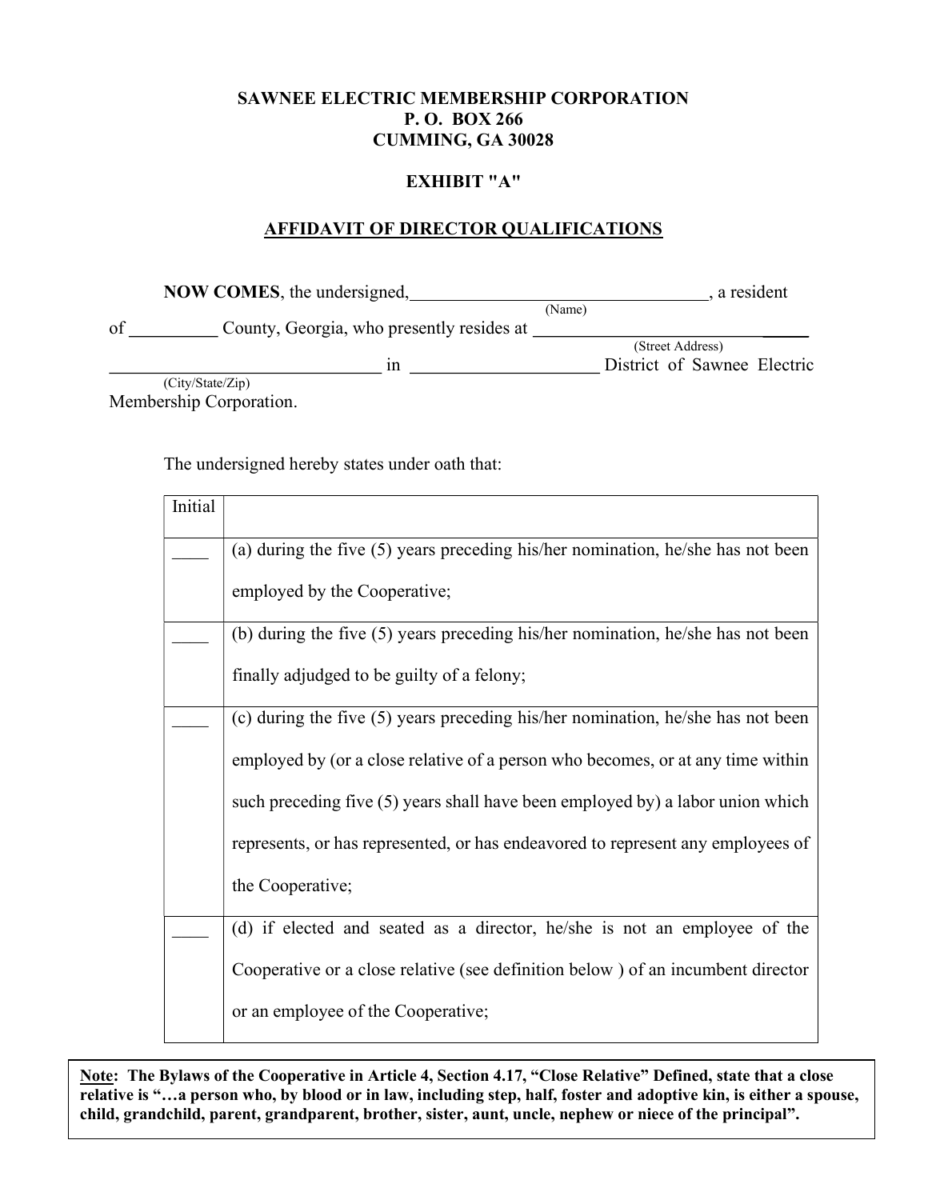**SAWNEE ELECTRIC MEMBERSHIP CORPORATION**
**P. O. BOX 266**
**CUMMING, GA 30028**

**EXHIBIT "A"**

**AFFIDAVIT OF DIRECTOR QUALIFICATIONS**

**NOW COMES**, the undersigned, _________________________________ (Name), a resident of __________ County, Georgia, who presently resides at _________________________________ (Street Address) _______________________________ (City/State/Zip) in _____________________ District of Sawnee Electric Membership Corporation.

The undersigned hereby states under oath that:

| Initial | |
|---|---|
| ____ | (a) during the five (5) years preceding his/her nomination, he/she has not been employed by the Cooperative; |
| ____ | (b) during the five (5) years preceding his/her nomination, he/she has not been finally adjudged to be guilty of a felony; |
| ____ | (c) during the five (5) years preceding his/her nomination, he/she has not been employed by (or a close relative of a person who becomes, or at any time within such preceding five (5) years shall have been employed by) a labor union which represents, or has represented, or has endeavored to represent any employees of the Cooperative; |
| ____ | (d) if elected and seated as a director, he/she is not an employee of the Cooperative or a close relative (see definition below ) of an incumbent director or an employee of the Cooperative; |

**Note: The Bylaws of the Cooperative in Article 4, Section 4.17, "Close Relative" Defined, state that a close relative is "…a person who, by blood or in law, including step, half, foster and adoptive kin, is either a spouse, child, grandchild, parent, grandparent, brother, sister, aunt, uncle, nephew or niece of the principal".**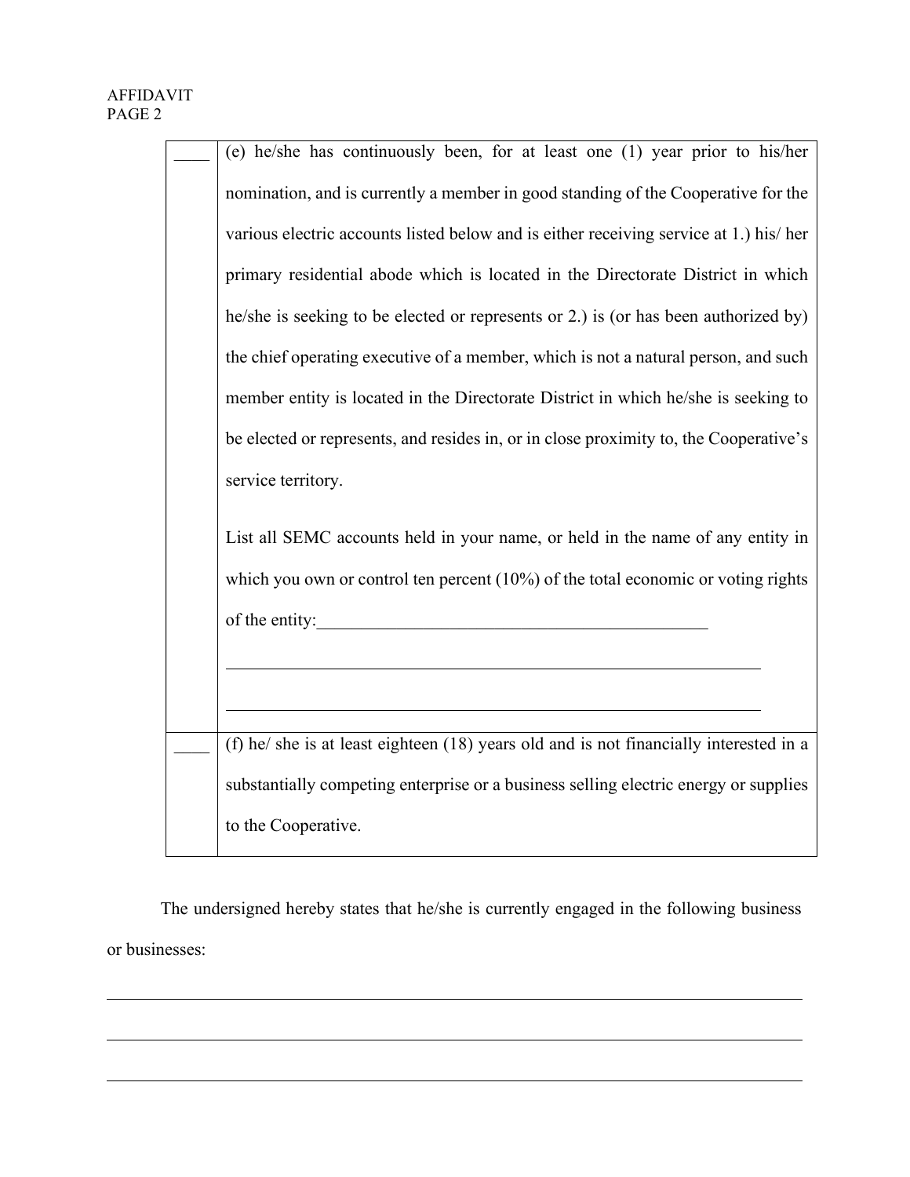| | |
|---|---|
| ____ | (e) he/she has continuously been, for at least one (1) year prior to his/her nomination, and is currently a member in good standing of the Cooperative for the various electric accounts listed below and is either receiving service at 1.) his/ her primary residential abode which is located in the Directorate District in which he/she is seeking to be elected or represents or 2.) is (or has been authorized by) the chief operating executive of a member, which is not a natural person, and such member entity is located in the Directorate District in which he/she is seeking to be elected or represents, and resides in, or in close proximity to, the Cooperative's service territory.<br><br>List all SEMC accounts held in your name, or held in the name of any entity in which you own or control ten percent (10%) of the total economic or voting rights of the entity:_____________________________________________<br><br>_______________________________________________________________<br><br>_______________________________________________________________ |
| ____ | (f) he/ she is at least eighteen (18) years old and is not financially interested in a substantially competing enterprise or a business selling electric energy or supplies to the Cooperative. |

The undersigned hereby states that he/she is currently engaged in the following business or businesses:

_______________________________________________________________________________

_______________________________________________________________________________

_______________________________________________________________________________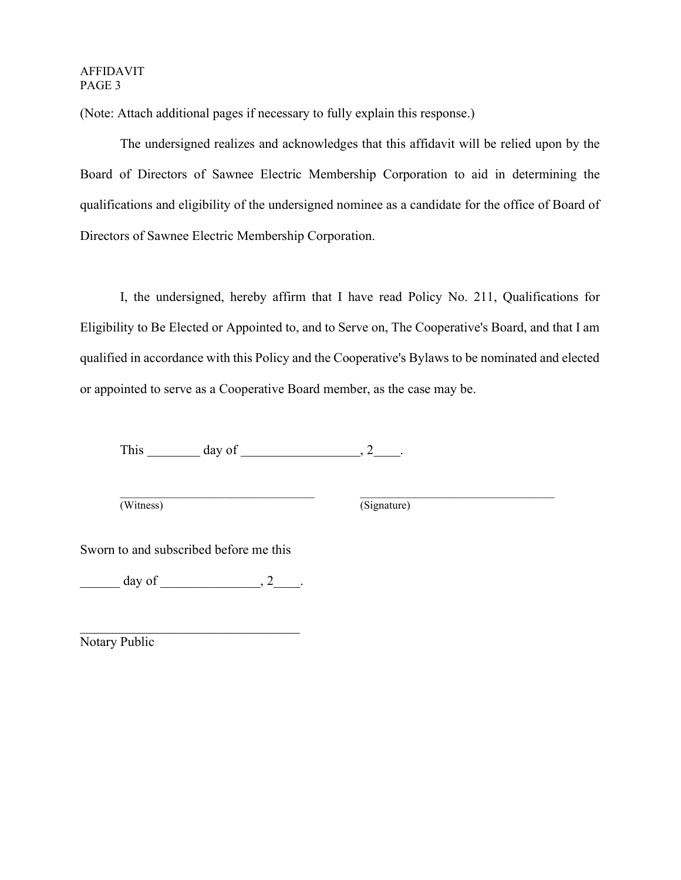(Note: Attach additional pages if necessary to fully explain this response.)

The undersigned realizes and acknowledges that this affidavit will be relied upon by the Board of Directors of Sawnee Electric Membership Corporation to aid in determining the qualifications and eligibility of the undersigned nominee as a candidate for the office of Board of Directors of Sawnee Electric Membership Corporation.

I, the undersigned, hereby affirm that I have read Policy No. 211, Qualifications for Eligibility to Be Elected or Appointed to, and to Serve on, The Cooperative's Board, and that I am qualified in accordance with this Policy and the Cooperative's Bylaws to be nominated and elected or appointed to serve as a Cooperative Board member, as the case may be.

This ________ day of _________________, 2____.

________________________________ ________________________________
(Witness) (Signature)

Sworn to and subscribed before me this

______ day of _______________, 2____.

__________________________________
Notary Public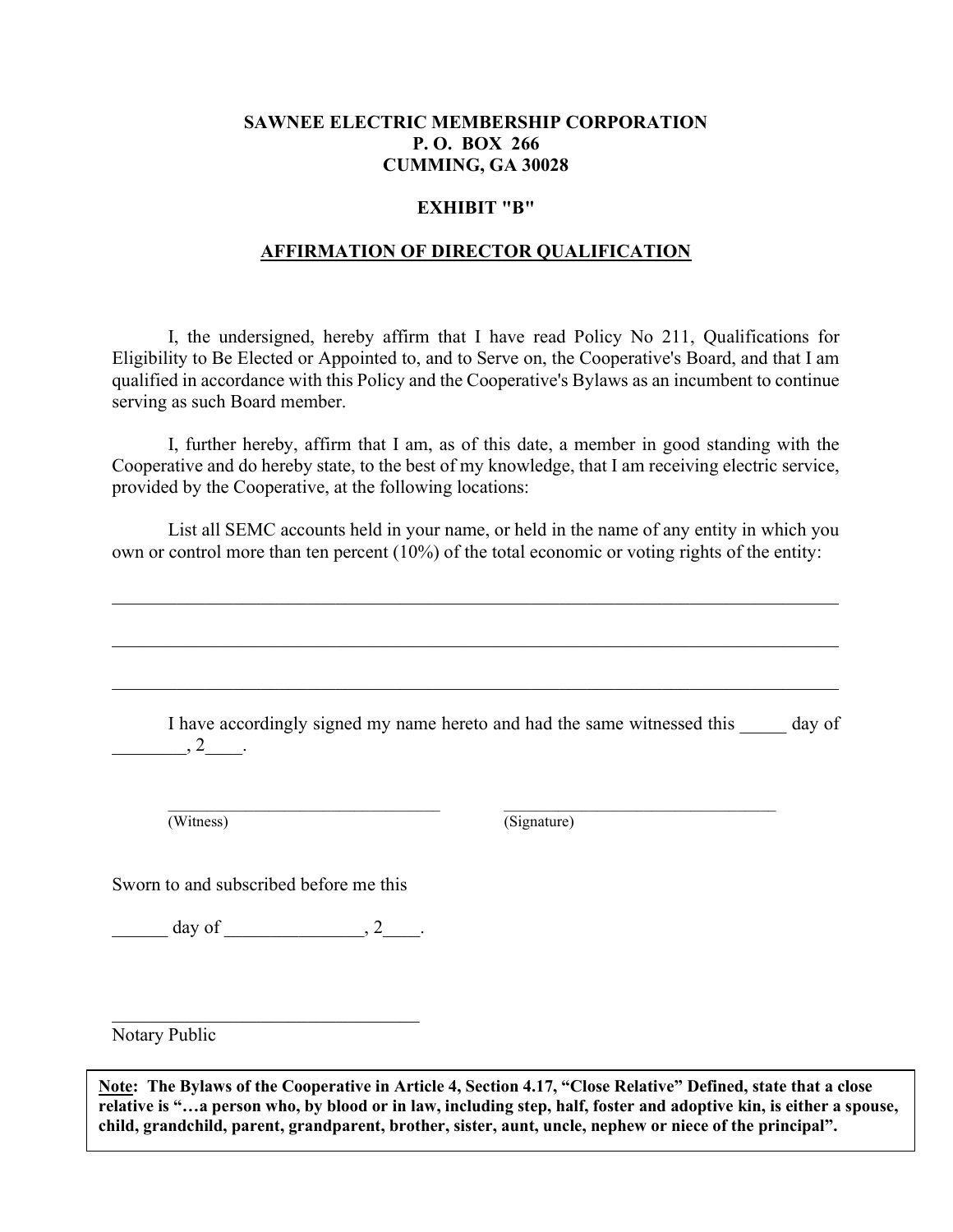**SAWNEE ELECTRIC MEMBERSHIP CORPORATION**
**P. O. BOX 266**
**CUMMING, GA 30028**

**EXHIBIT "B"**

**AFFIRMATION OF DIRECTOR QUALIFICATION**

I, the undersigned, hereby affirm that I have read Policy No 211, Qualifications for Eligibility to Be Elected or Appointed to, and to Serve on, the Cooperative's Board, and that I am qualified in accordance with this Policy and the Cooperative's Bylaws as an incumbent to continue serving as such Board member.

I, further hereby, affirm that I am, as of this date, a member in good standing with the Cooperative and do hereby state, to the best of my knowledge, that I am receiving electric service, provided by the Cooperative, at the following locations:

List all SEMC accounts held in your name, or held in the name of any entity in which you own or control more than ten percent (10%) of the total economic or voting rights of the entity:

\_\_\_\_\_\_\_\_\_\_\_\_\_\_\_\_\_\_\_\_\_\_\_\_\_\_\_\_\_\_\_\_\_\_\_\_\_\_\_\_\_\_\_\_\_\_\_\_\_\_\_\_\_\_\_\_\_\_\_\_\_\_\_\_\_\_\_\_\_\_\_\_

\_\_\_\_\_\_\_\_\_\_\_\_\_\_\_\_\_\_\_\_\_\_\_\_\_\_\_\_\_\_\_\_\_\_\_\_\_\_\_\_\_\_\_\_\_\_\_\_\_\_\_\_\_\_\_\_\_\_\_\_\_\_\_\_\_\_\_\_\_\_\_\_

\_\_\_\_\_\_\_\_\_\_\_\_\_\_\_\_\_\_\_\_\_\_\_\_\_\_\_\_\_\_\_\_\_\_\_\_\_\_\_\_\_\_\_\_\_\_\_\_\_\_\_\_\_\_\_\_\_\_\_\_\_\_\_\_\_\_\_\_\_\_\_\_

I have accordingly signed my name hereto and had the same witnessed this \_\_\_\_\_ day of \_\_\_\_\_\_\_\_, 2\_\_\_\_.

\_\_\_\_\_\_\_\_\_\_\_\_\_\_\_\_\_\_\_\_\_\_\_\_\_\_\_\_\_\_\_\_ \_\_\_\_\_\_\_\_\_\_\_\_\_\_\_\_\_\_\_\_\_\_\_\_\_\_\_\_\_\_\_\_
(Witness) (Signature)

Sworn to and subscribed before me this

\_\_\_\_\_\_ day of \_\_\_\_\_\_\_\_\_\_\_\_\_\_\_, 2\_\_\_\_.

\_\_\_\_\_\_\_\_\_\_\_\_\_\_\_\_\_\_\_\_\_\_\_\_\_\_\_\_\_\_\_\_\_\_
Notary Public

**Note: The Bylaws of the Cooperative in Article 4, Section 4.17, "Close Relative" Defined, state that a close relative is "…a person who, by blood or in law, including step, half, foster and adoptive kin, is either a spouse, child, grandchild, parent, grandparent, brother, sister, aunt, uncle, nephew or niece of the principal".**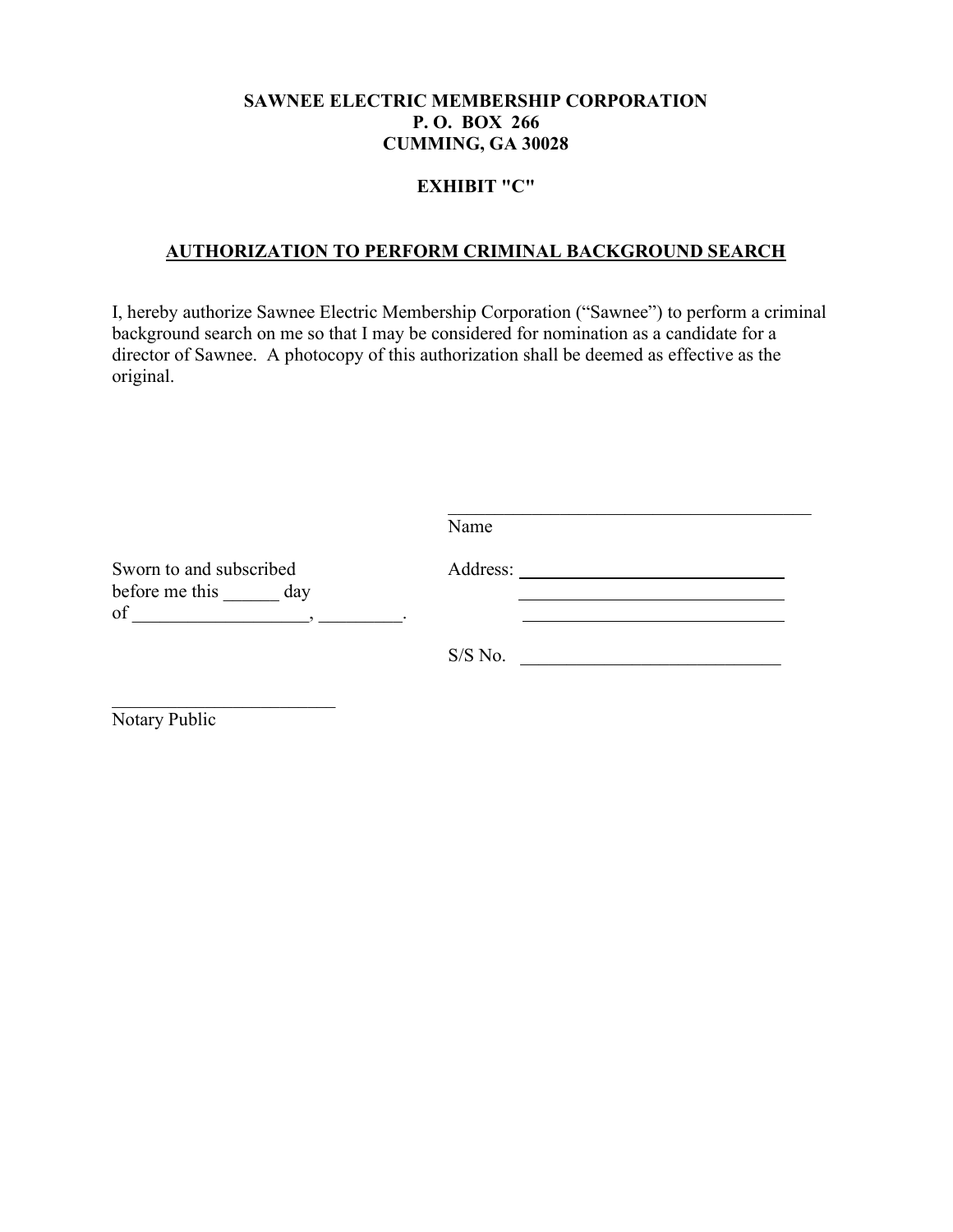**SAWNEE ELECTRIC MEMBERSHIP CORPORATION**
**P. O. BOX 266**
**CUMMING, GA 30028**

**EXHIBIT "C"**

## AUTHORIZATION TO PERFORM CRIMINAL BACKGROUND SEARCH

I, hereby authorize Sawnee Electric Membership Corporation ("Sawnee") to perform a criminal background search on me so that I may be considered for nomination as a candidate for a director of Sawnee. A photocopy of this authorization shall be deemed as effective as the original.

\_\_\_\_\_\_\_\_\_\_\_\_\_\_\_\_\_\_\_\_\_\_\_\_\_\_\_\_\_\_\_\_\_\_\_\_\_\_\_\_
Name

Address: \_\_\_\_\_\_\_\_\_\_\_\_\_\_\_\_\_\_\_\_\_\_\_\_\_\_\_\_\_\_
\_\_\_\_\_\_\_\_\_\_\_\_\_\_\_\_\_\_\_\_\_\_\_\_\_\_\_\_\_\_
\_\_\_\_\_\_\_\_\_\_\_\_\_\_\_\_\_\_\_\_\_\_\_\_\_\_\_\_\_\_

S/S No. \_\_\_\_\_\_\_\_\_\_\_\_\_\_\_\_\_\_\_\_\_\_\_\_\_\_\_\_\_\_

Sworn to and subscribed
before me this \_\_\_\_\_\_ day
of \_\_\_\_\_\_\_\_\_\_\_\_\_\_\_\_\_\_\_, \_\_\_\_\_\_\_\_\_.

\_\_\_\_\_\_\_\_\_\_\_\_\_\_\_\_\_\_\_\_\_\_\_\_\_\_
Notary Public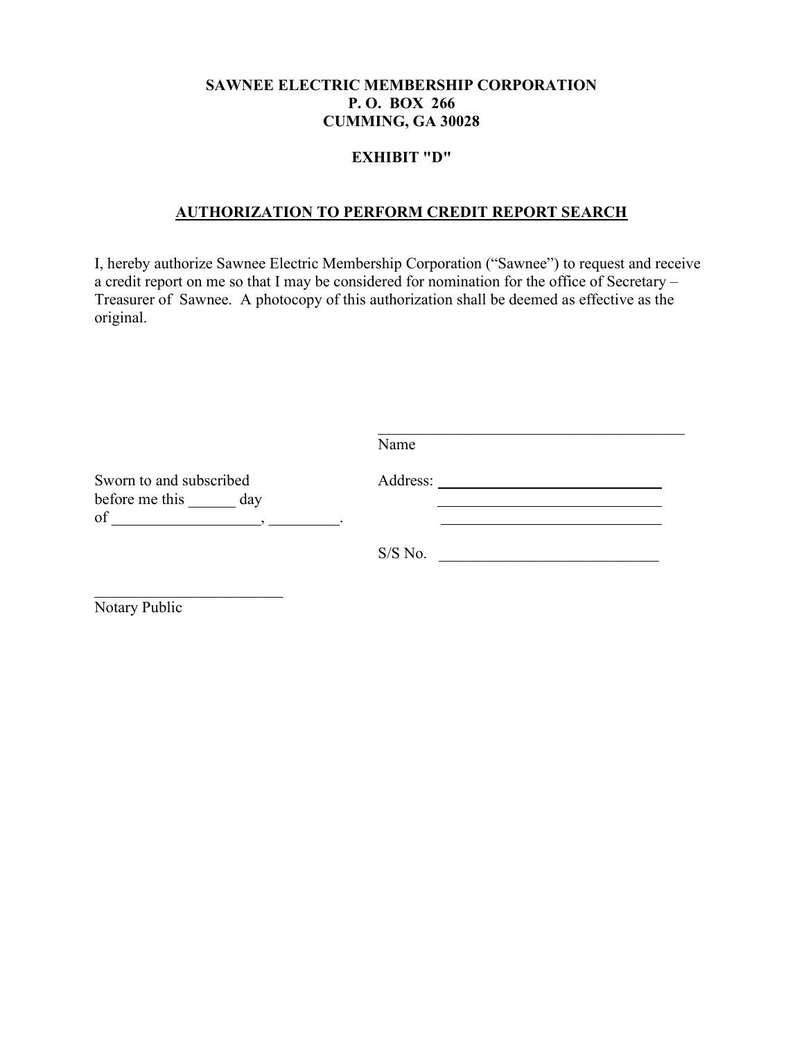**SAWNEE ELECTRIC MEMBERSHIP CORPORATION**
**P. O. BOX 266**
**CUMMING, GA 30028**

**EXHIBIT "D"**

**AUTHORIZATION TO PERFORM CREDIT REPORT SEARCH**

I, hereby authorize Sawnee Electric Membership Corporation ("Sawnee") to request and receive a credit report on me so that I may be considered for nomination for the office of Secretary – Treasurer of Sawnee. A photocopy of this authorization shall be deemed as effective as the original.

\_\_\_\_\_\_\_\_\_\_\_\_\_\_\_\_\_\_\_\_\_\_\_\_\_\_\_\_\_\_\_\_\_\_\_\_\_\_\_\_
Name

Address: \_\_\_\_\_\_\_\_\_\_\_\_\_\_\_\_\_\_\_\_\_\_\_\_\_\_\_\_\_\_
\_\_\_\_\_\_\_\_\_\_\_\_\_\_\_\_\_\_\_\_\_\_\_\_\_\_\_\_\_\_
\_\_\_\_\_\_\_\_\_\_\_\_\_\_\_\_\_\_\_\_\_\_\_\_\_\_\_\_\_\_

S/S No. \_\_\_\_\_\_\_\_\_\_\_\_\_\_\_\_\_\_\_\_\_\_\_\_\_\_\_\_\_\_

Sworn to and subscribed
before me this \_\_\_\_\_\_ day
of \_\_\_\_\_\_\_\_\_\_\_\_\_\_\_\_\_\_\_, \_\_\_\_\_\_\_\_\_.

\_\_\_\_\_\_\_\_\_\_\_\_\_\_\_\_\_\_\_\_\_\_\_\_\_\_
Notary Public